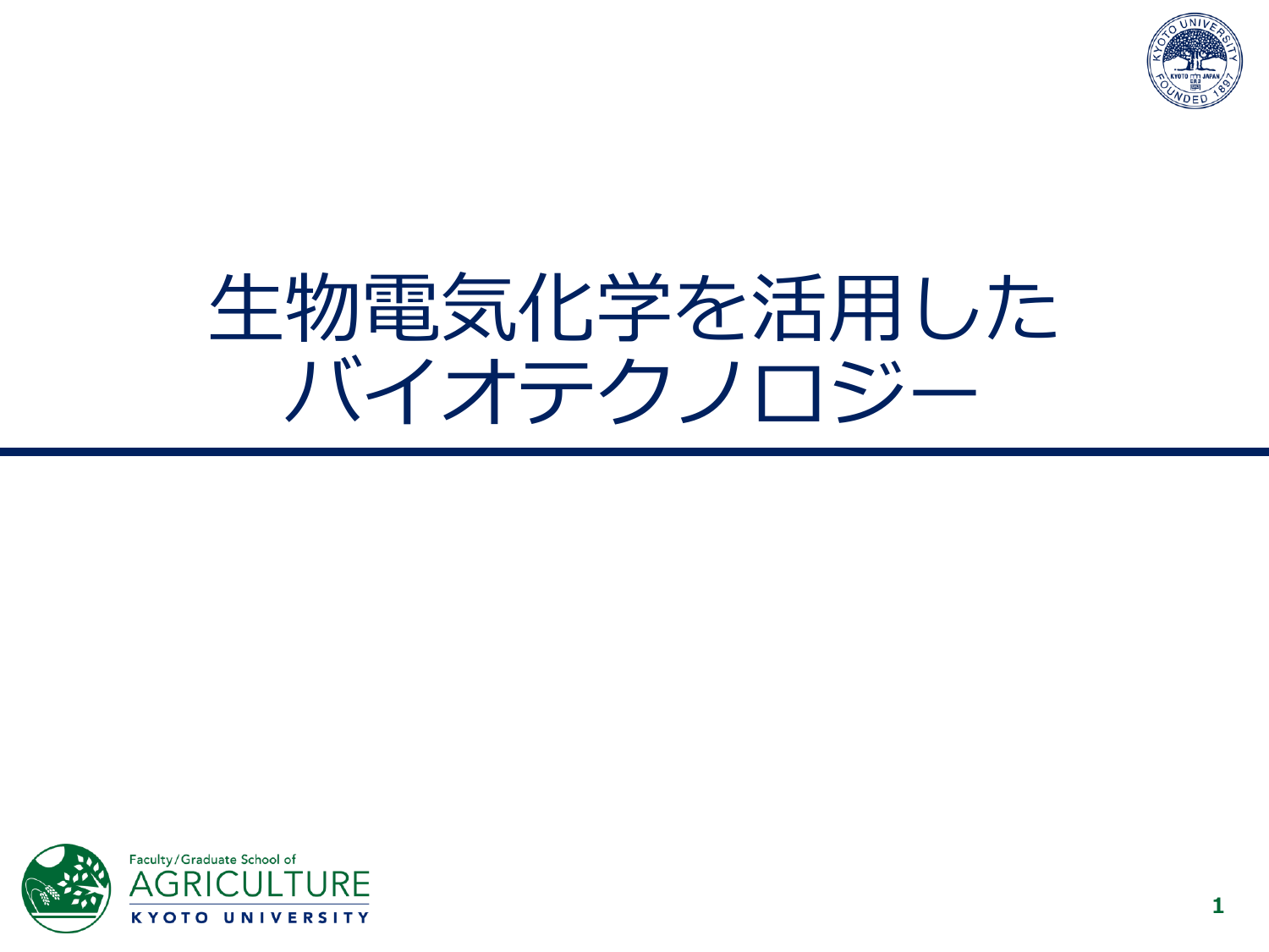# 生物電気化学を活用したバイオテクノロジー

Faculty/Graduate School of
AGRICULTURE
KYOTO UNIVERSITY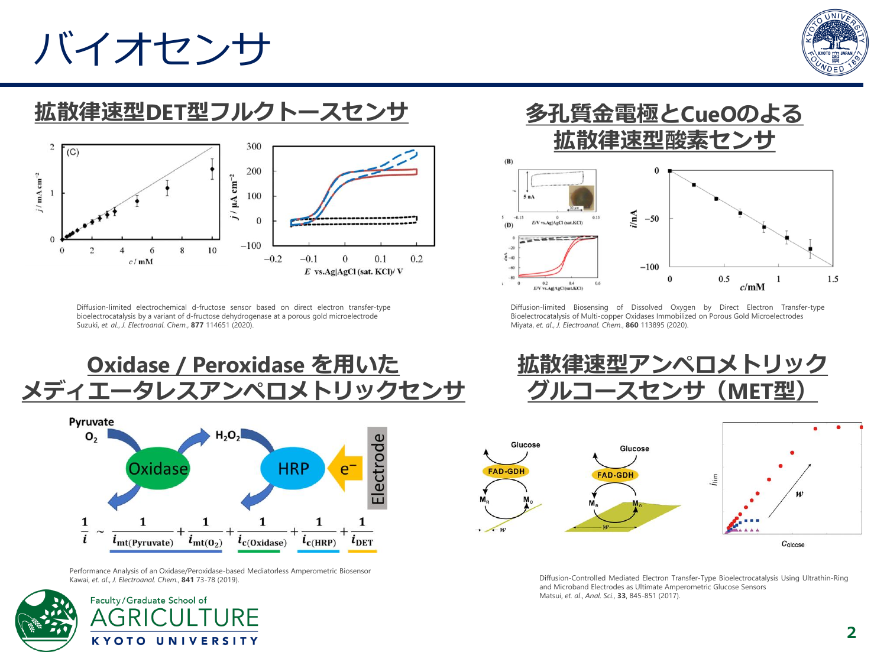# バイオセンサ

## 拡散律速型DET型フルクトースセンサ

Diffusion-limited electrochemical d-fructose sensor based on direct electron transfer-type bioelectrocatalysis by a variant of d-fructose dehydrogenase at a porous gold microelectrode
Suzuki, *et. al.*, *J. Electroanal. Chem.*, **877** 114651 (2020).

## 多孔質金電極とCueOのよる拡散律速型酸素センサ

Diffusion-limited Biosensing of Dissolved Oxygen by Direct Electron Transfer-type Bioelectrocatalysis of Multi-copper Oxidases Immobilized on Porous Gold Microelectrodes
Miyata, *et. al.*, *J. Electroanal. Chem.*, **860** 113895 (2020).

## Oxidase / Peroxidase を用いたメディエータレスアンペロメトリックセンサ

$$\frac{1}{i} \sim \frac{1}{i_{\mathrm{mt(Pyruvate)}}} + \frac{1}{i_{\mathrm{mt(O_2)}}} + \frac{1}{i_{\mathrm{c(Oxidase)}}} + \frac{1}{i_{\mathrm{c(HRP)}}} + \frac{1}{i_{\mathrm{DET}}}$$

Performance Analysis of an Oxidase/Peroxidase-based Mediatorless Amperometric Biosensor
Kawai, *et. al.*, *J. Electroanal. Chem.*, **841** 73-78 (2019).

## 拡散律速型アンペロメトリックグルコースセンサ（MET型）

Diffusion-Controlled Mediated Electron Transfer-Type Bioelectrocatalysis Using Ultrathin-Ring and Microband Electrodes as Ultimate Amperometric Glucose Sensors
Matsui, *et. al.*, *Anal. Sci.*, **33**, 845-851 (2017).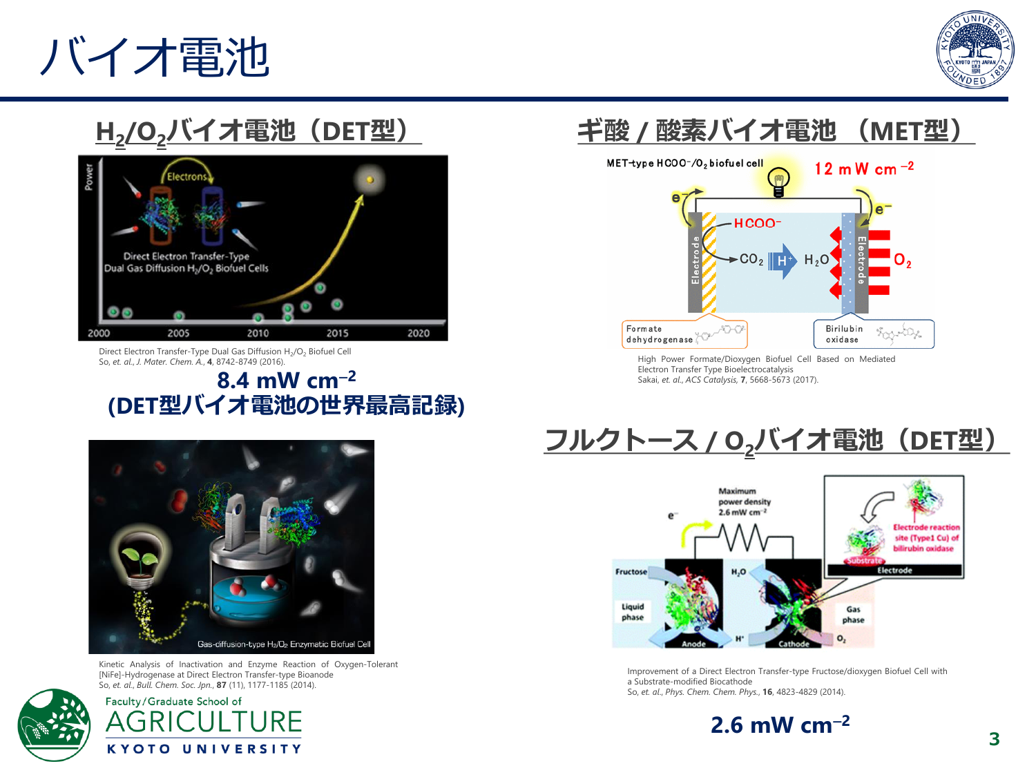# バイオ電池

## $H_2/O_2$バイオ電池（DET型）

Direct Electron Transfer-Type Dual Gas Diffusion $H_2/O_2$ Biofuel Cell
So, *et. al.*, *J. Mater. Chem. A.*, **4**, 8742-8749 (2016).

**8.4 mW cm$^{-2}$**
**(DET型バイオ電池の世界最高記録)**

Kinetic Analysis of Inactivation and Enzyme Reaction of Oxygen-Tolerant [NiFe]-Hydrogenase at Direct Electron Transfer-type Bioanode
So, *et. al.*, *Bull. Chem. Soc. Jpn.*, **87** (11), 1177-1185 (2014).

## ギ酸 / 酸素バイオ電池 （MET型）

High Power Formate/Dioxygen Biofuel Cell Based on Mediated Electron Transfer Type Bioelectrocatalysis
Sakai, *et. al.*, *ACS Catalysis*, **7**, 5668-5673 (2017).

## フルクトース / $O_2$バイオ電池（DET型）

Improvement of a Direct Electron Transfer-type Fructose/dioxygen Biofuel Cell with a Substrate-modified Biocathode
So, *et. al.*, *Phys. Chem. Chem. Phys.*, **16**, 4823-4829 (2014).

**2.6 mW cm$^{-2}$**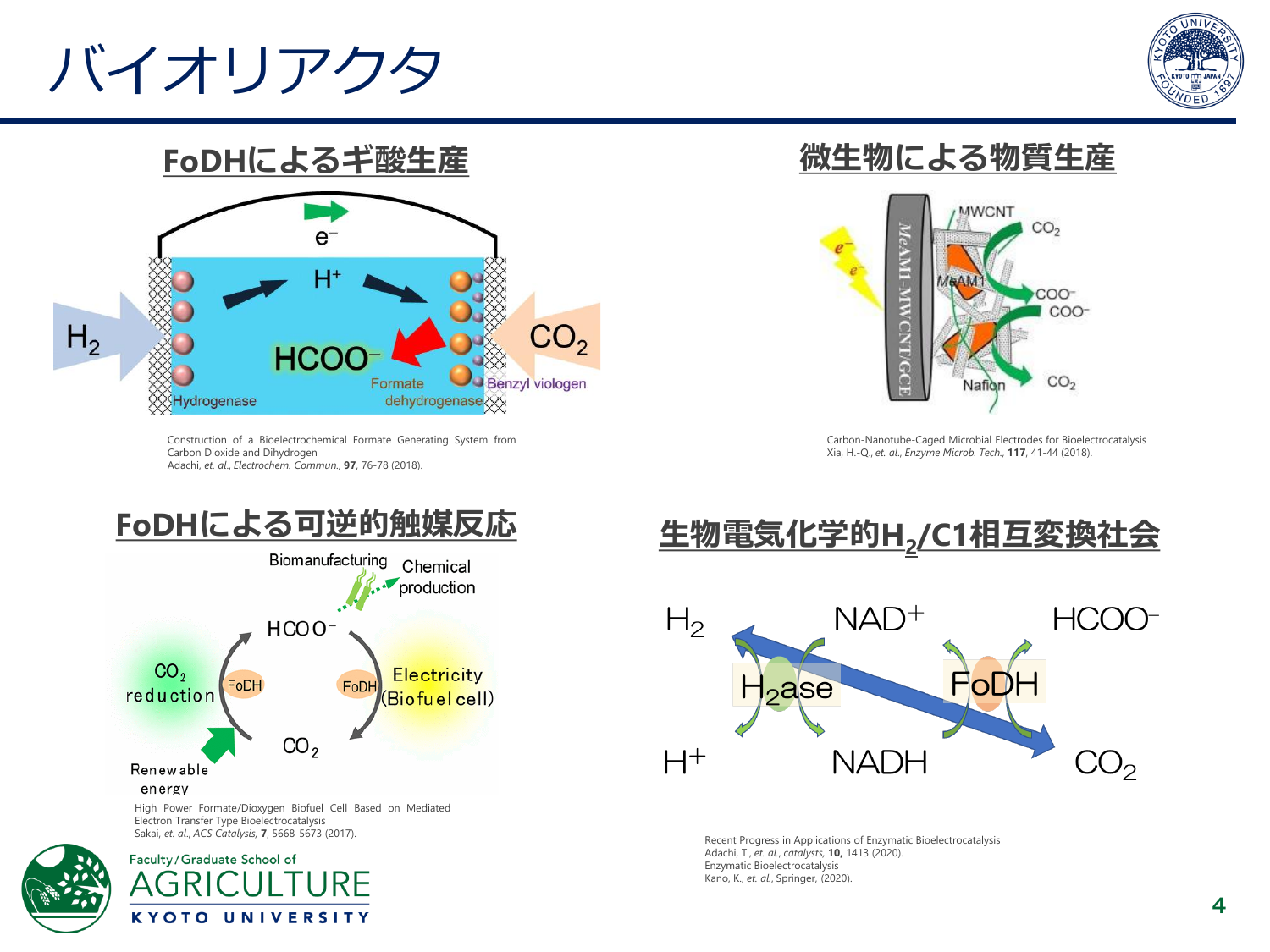# バイオリアクタ

## FoDHによるギ酸生産

$e^-$

$H^+$

$H_2$

$HCOO^-$

$CO_2$

Hydrogenase

Formate dehydrogenase

Benzyl viologen

Construction of a Bioelectrochemical Formate Generating System from Carbon Dioxide and Dihydrogen
Adachi, *et. al.*, *Electrochem. Commun.*, **97**, 76-78 (2018).

## 微生物による物質生産

MeAM1-MWCNT/GCE

MWCNT

MeAM1

Nafion

$e^-$

$CO_2$

$COO^-$

Carbon-Nanotube-Caged Microbial Electrodes for Bioelectrocatalysis
Xia, H.-Q., *et. al.*, *Enzyme Microb. Tech.*, **117**, 41-44 (2018).

## FoDHによる可逆的触媒反応

Biomanufacturing

Chemical production

$HCOO^-$

$CO_2$ reduction

FoDH

Electricity (Biofuel cell)

$CO_2$

Renewable energy

High Power Formate/Dioxygen Biofuel Cell Based on Mediated Electron Transfer Type Bioelectrocatalysis
Sakai, *et. al.*, *ACS Catalysis*, **7**, 5668-5673 (2017).

## 生物電気化学的$H_2$/C1相互変換社会

$H_2$ $NAD^+$ $HCOO^-$

$H_2$ase FoDH

$H^+$ NADH $CO_2$

Recent Progress in Applications of Enzymatic Bioelectrocatalysis
Adachi, T., *et. al.*, *catalysts*, **10,** 1413 (2020).
Enzymatic Bioelectrocatalysis
Kano, K., *et. al.*, Springer, (2020).

Faculty/Graduate School of AGRICULTURE KYOTO UNIVERSITY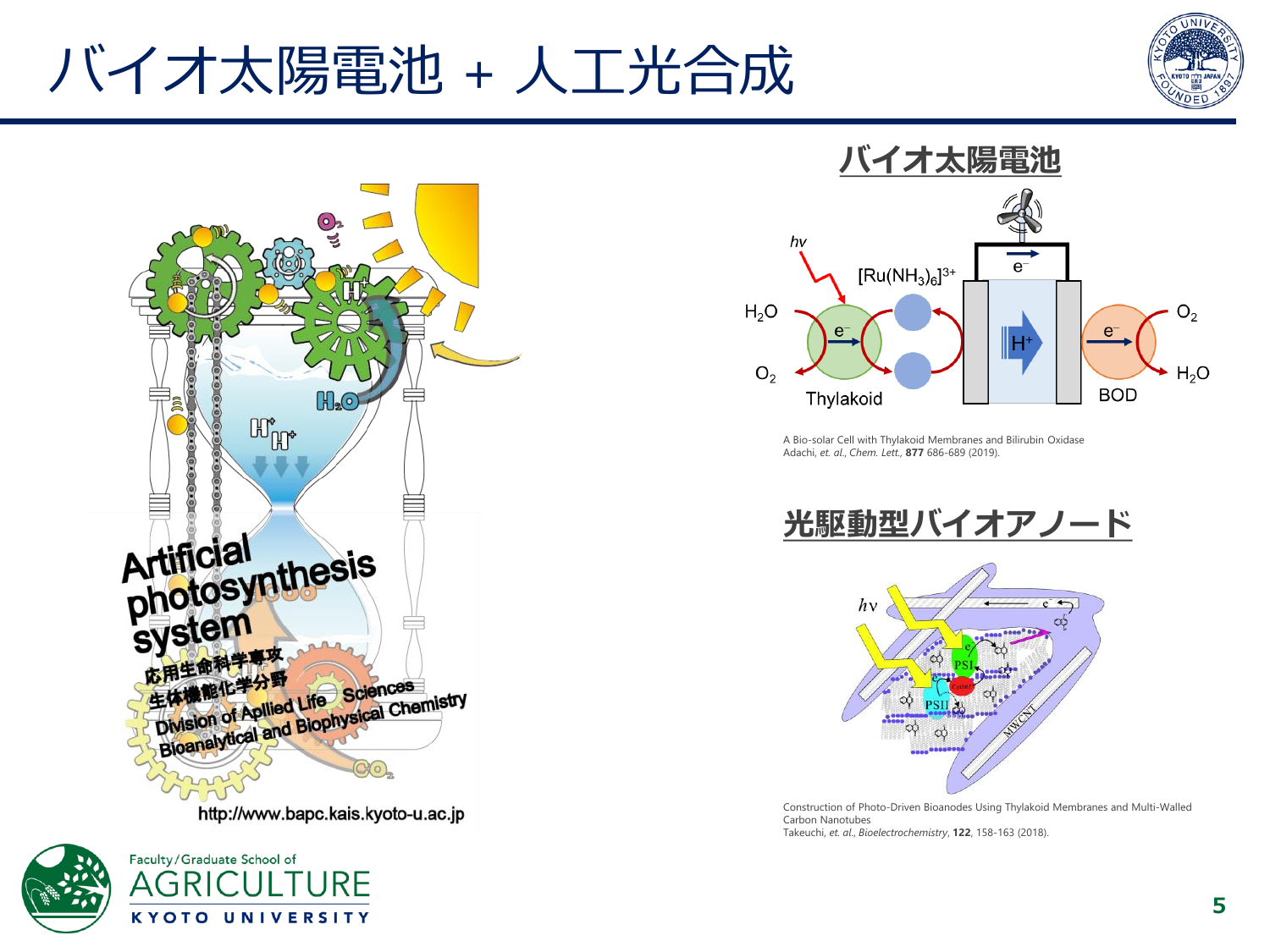# バイオ太陽電池 + 人工光合成

Artificial photosynthesis system

応用生命科学専攻
生体機能化学分野
Division of Aplied Life Sciences
Bioanalytical and Biophysical Chemistry

http://www.bapc.kais.kyoto-u.ac.jp

## バイオ太陽電池

hv
$[Ru(NH_3)_6]^{3+}$
$e^-$
$H_2O$
$O_2$
$H^+$
Thylakoid
BOD

A Bio-solar Cell with Thylakoid Membranes and Bilirubin Oxidase
Adachi, *et. al.*, *Chem. Lett.*, **877** 686-689 (2019).

## 光駆動型バイオアノード

hν
PSI
PSII
MWCNT

Construction of Photo-Driven Bioanodes Using Thylakoid Membranes and Multi-Walled Carbon Nanotubes
Takeuchi, *et. al.*, *Bioelectrochemistry*, **122**, 158-163 (2018).